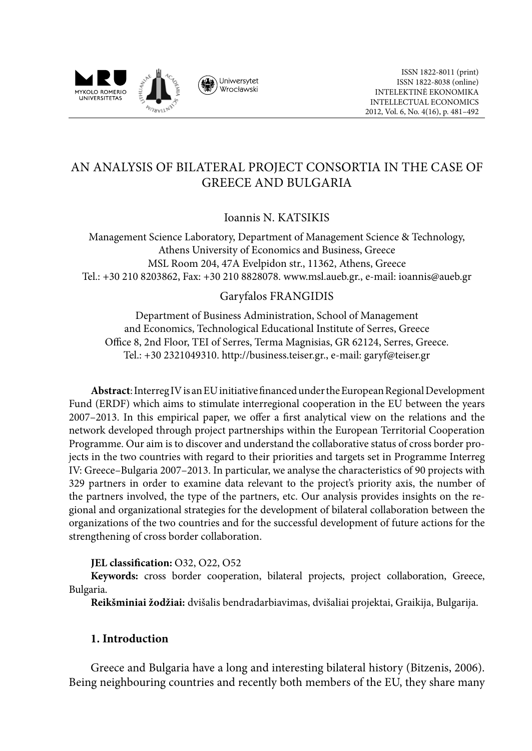# AN ANALYSIS OF BILATERAL PROJECT CONSORTIA IN THE CASE OF GREECE AND BULGARIA

Ioannis N. KATSIKIS

Management Science Laboratory, Department of Management Science & Technology, Athens University of Economics and Business, Greece
MSL Room 204, 47A Evelpidon str., 11362, Athens, Greece
Tel.: +30 210 8203862, Fax: +30 210 8828078. www.msl.aueb.gr., e-mail: ioannis@aueb.gr

Garyfalos FRANGIDIS

Department of Business Administration, School of Management and Economics, Technological Educational Institute of Serres, Greece
Office 8, 2nd Floor, TEI of Serres, Terma Magnisias, GR 62124, Serres, Greece.
Tel.: +30 2321049310. http://business.teiser.gr., e-mail: garyf@teiser.gr

**Abstract**: Interreg IV is an EU initiative financed under the European Regional Development Fund (ERDF) which aims to stimulate interregional cooperation in the EU between the years 2007–2013. In this empirical paper, we offer a first analytical view on the relations and the network developed through project partnerships within the European Territorial Cooperation Programme. Our aim is to discover and understand the collaborative status of cross border projects in the two countries with regard to their priorities and targets set in Programme Interreg IV: Greece–Bulgaria 2007–2013. In particular, we analyse the characteristics of 90 projects with 329 partners in order to examine data relevant to the project's priority axis, the number of the partners involved, the type of the partners, etc. Our analysis provides insights on the regional and organizational strategies for the development of bilateral collaboration between the organizations of the two countries and for the successful development of future actions for the strengthening of cross border collaboration.

**JEL classification:** O32, O22, O52

**Keywords:** cross border cooperation, bilateral projects, project collaboration, Greece, Bulgaria.

**Reikšminiai žodžiai:** dvišalis bendradarbiavimas, dvišaliai projektai, Graikija, Bulgarija.

## 1. Introduction

Greece and Bulgaria have a long and interesting bilateral history (Bitzenis, 2006). Being neighbouring countries and recently both members of the EU, they share many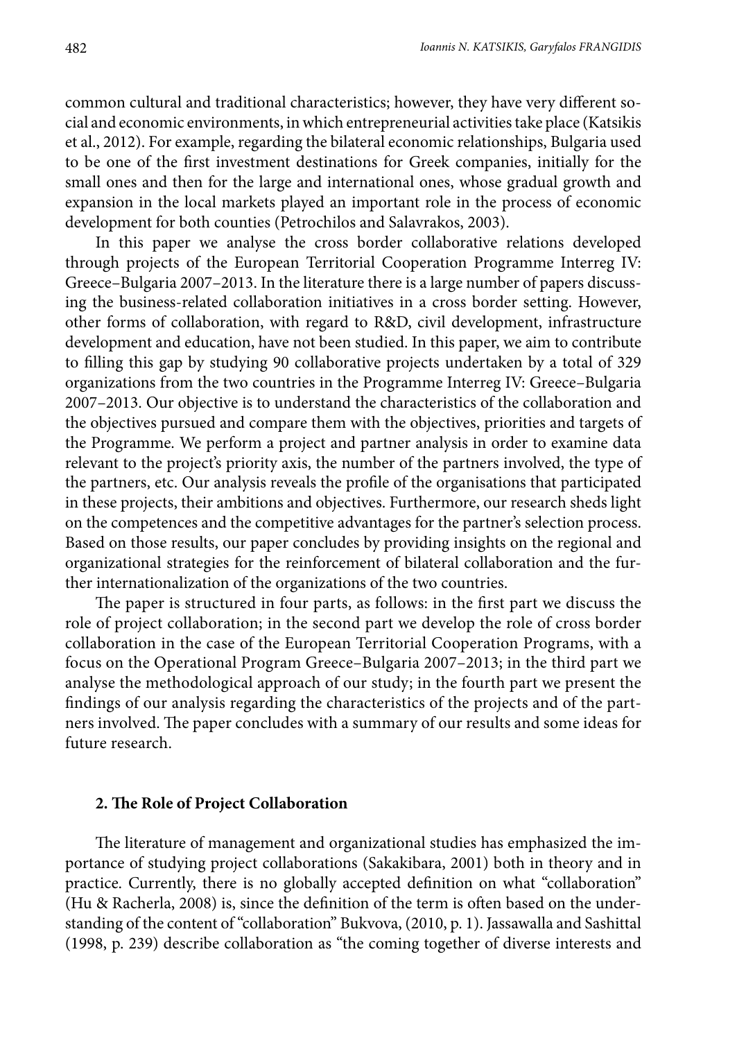common cultural and traditional characteristics; however, they have very different social and economic environments, in which entrepreneurial activities take place (Katsikis et al., 2012). For example, regarding the bilateral economic relationships, Bulgaria used to be one of the first investment destinations for Greek companies, initially for the small ones and then for the large and international ones, whose gradual growth and expansion in the local markets played an important role in the process of economic development for both counties (Petrochilos and Salavrakos, 2003).

In this paper we analyse the cross border collaborative relations developed through projects of the European Territorial Cooperation Programme Interreg IV: Greece–Bulgaria 2007–2013. In the literature there is a large number of papers discussing the business-related collaboration initiatives in a cross border setting. However, other forms of collaboration, with regard to R&D, civil development, infrastructure development and education, have not been studied. In this paper, we aim to contribute to filling this gap by studying 90 collaborative projects undertaken by a total of 329 organizations from the two countries in the Programme Interreg IV: Greece–Bulgaria 2007–2013. Our objective is to understand the characteristics of the collaboration and the objectives pursued and compare them with the objectives, priorities and targets of the Programme. We perform a project and partner analysis in order to examine data relevant to the project's priority axis, the number of the partners involved, the type of the partners, etc. Our analysis reveals the profile of the organisations that participated in these projects, their ambitions and objectives. Furthermore, our research sheds light on the competences and the competitive advantages for the partner's selection process. Based on those results, our paper concludes by providing insights on the regional and organizational strategies for the reinforcement of bilateral collaboration and the further internationalization of the organizations of the two countries.

The paper is structured in four parts, as follows: in the first part we discuss the role of project collaboration; in the second part we develop the role of cross border collaboration in the case of the European Territorial Cooperation Programs, with a focus on the Operational Program Greece–Bulgaria 2007–2013; in the third part we analyse the methodological approach of our study; in the fourth part we present the findings of our analysis regarding the characteristics of the projects and of the partners involved. The paper concludes with a summary of our results and some ideas for future research.

## 2. The Role of Project Collaboration

The literature of management and organizational studies has emphasized the importance of studying project collaborations (Sakakibara, 2001) both in theory and in practice. Currently, there is no globally accepted definition on what "collaboration" (Hu & Racherla, 2008) is, since the definition of the term is often based on the understanding of the content of "collaboration" Bukvova, (2010, p. 1). Jassawalla and Sashittal (1998, p. 239) describe collaboration as "the coming together of diverse interests and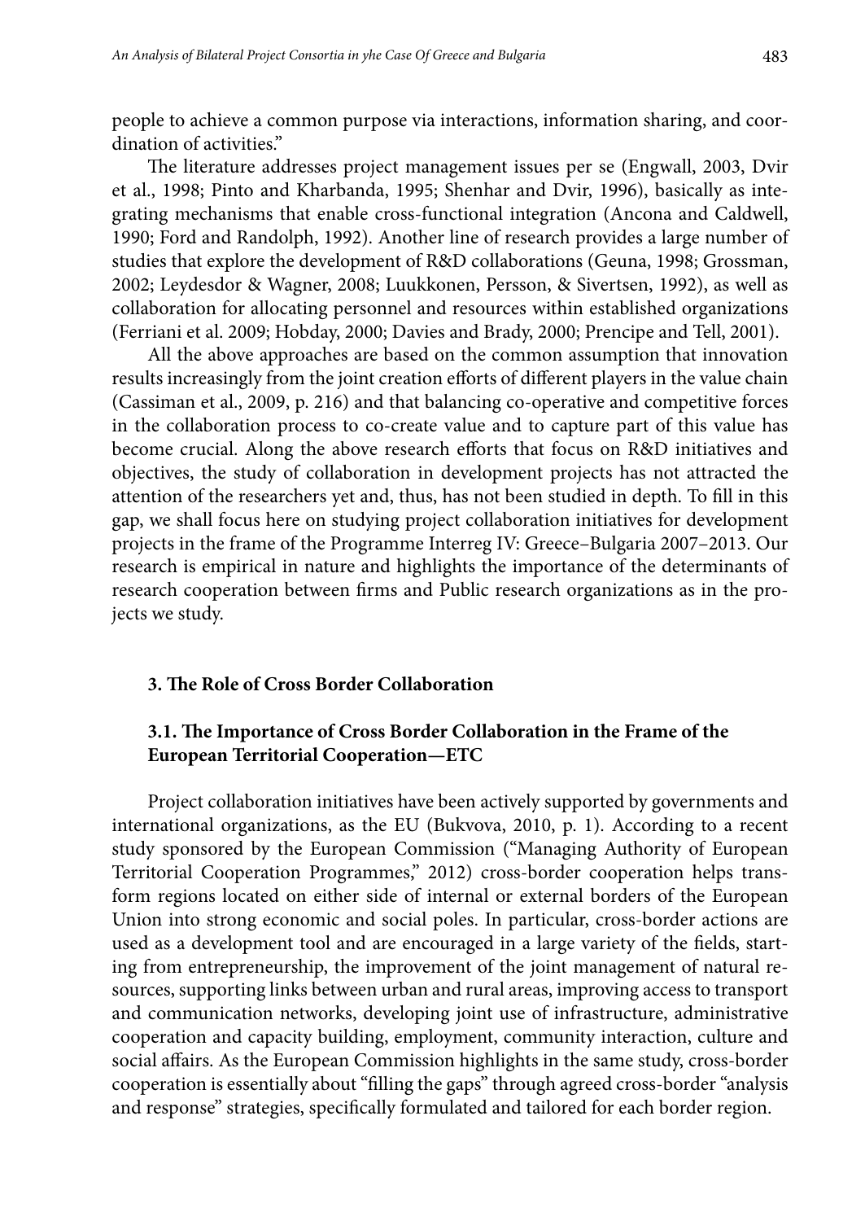people to achieve a common purpose via interactions, information sharing, and coordination of activities."

The literature addresses project management issues per se (Engwall, 2003, Dvir et al., 1998; Pinto and Kharbanda, 1995; Shenhar and Dvir, 1996), basically as integrating mechanisms that enable cross-functional integration (Ancona and Caldwell, 1990; Ford and Randolph, 1992). Another line of research provides a large number of studies that explore the development of R&D collaborations (Geuna, 1998; Grossman, 2002; Leydesdor & Wagner, 2008; Luukkonen, Persson, & Sivertsen, 1992), as well as collaboration for allocating personnel and resources within established organizations (Ferriani et al. 2009; Hobday, 2000; Davies and Brady, 2000; Prencipe and Tell, 2001).

All the above approaches are based on the common assumption that innovation results increasingly from the joint creation efforts of different players in the value chain (Cassiman et al., 2009, p. 216) and that balancing co-operative and competitive forces in the collaboration process to co-create value and to capture part of this value has become crucial. Along the above research efforts that focus on R&D initiatives and objectives, the study of collaboration in development projects has not attracted the attention of the researchers yet and, thus, has not been studied in depth. To fill in this gap, we shall focus here on studying project collaboration initiatives for development projects in the frame of the Programme Interreg IV: Greece–Bulgaria 2007–2013. Our research is empirical in nature and highlights the importance of the determinants of research cooperation between firms and Public research organizations as in the projects we study.

## 3. The Role of Cross Border Collaboration

### 3.1. The Importance of Cross Border Collaboration in the Frame of the European Territorial Cooperation—ETC

Project collaboration initiatives have been actively supported by governments and international organizations, as the EU (Bukvova, 2010, p. 1). According to a recent study sponsored by the European Commission ("Managing Authority of European Territorial Cooperation Programmes," 2012) cross-border cooperation helps transform regions located on either side of internal or external borders of the European Union into strong economic and social poles. In particular, cross-border actions are used as a development tool and are encouraged in a large variety of the fields, starting from entrepreneurship, the improvement of the joint management of natural resources, supporting links between urban and rural areas, improving access to transport and communication networks, developing joint use of infrastructure, administrative cooperation and capacity building, employment, community interaction, culture and social affairs. As the European Commission highlights in the same study, cross-border cooperation is essentially about "filling the gaps" through agreed cross-border "analysis and response" strategies, specifically formulated and tailored for each border region.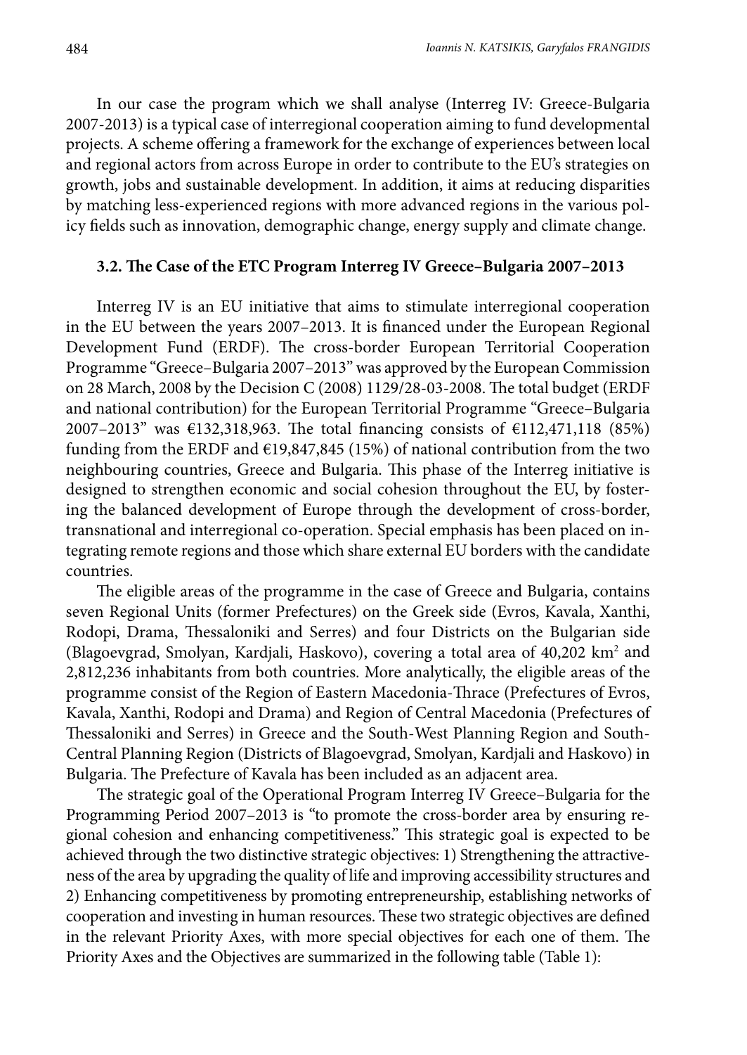In our case the program which we shall analyse (Interreg IV: Greece-Bulgaria 2007-2013) is a typical case of interregional cooperation aiming to fund developmental projects. A scheme offering a framework for the exchange of experiences between local and regional actors from across Europe in order to contribute to the EU's strategies on growth, jobs and sustainable development. In addition, it aims at reducing disparities by matching less-experienced regions with more advanced regions in the various policy fields such as innovation, demographic change, energy supply and climate change.

### 3.2. The Case of the ETC Program Interreg IV Greece–Bulgaria 2007–2013

Interreg IV is an EU initiative that aims to stimulate interregional cooperation in the EU between the years 2007–2013. It is financed under the European Regional Development Fund (ERDF). The cross-border European Territorial Cooperation Programme "Greece–Bulgaria 2007–2013" was approved by the European Commission on 28 March, 2008 by the Decision C (2008) 1129/28-03-2008. The total budget (ERDF and national contribution) for the European Territorial Programme "Greece–Bulgaria 2007–2013" was €132,318,963. The total financing consists of €112,471,118 (85%) funding from the ERDF and €19,847,845 (15%) of national contribution from the two neighbouring countries, Greece and Bulgaria. This phase of the Interreg initiative is designed to strengthen economic and social cohesion throughout the EU, by fostering the balanced development of Europe through the development of cross-border, transnational and interregional co-operation. Special emphasis has been placed on integrating remote regions and those which share external EU borders with the candidate countries.

The eligible areas of the programme in the case of Greece and Bulgaria, contains seven Regional Units (former Prefectures) on the Greek side (Evros, Kavala, Xanthi, Rodopi, Drama, Thessaloniki and Serres) and four Districts on the Bulgarian side (Blagoevgrad, Smolyan, Kardjali, Haskovo), covering a total area of 40,202 km$^2$ and 2,812,236 inhabitants from both countries. More analytically, the eligible areas of the programme consist of the Region of Eastern Macedonia-Thrace (Prefectures of Evros, Kavala, Xanthi, Rodopi and Drama) and Region of Central Macedonia (Prefectures of Thessaloniki and Serres) in Greece and the South-West Planning Region and South-Central Planning Region (Districts of Blagoevgrad, Smolyan, Kardjali and Haskovo) in Bulgaria. The Prefecture of Kavala has been included as an adjacent area.

The strategic goal of the Operational Program Interreg IV Greece–Bulgaria for the Programming Period 2007–2013 is "to promote the cross-border area by ensuring regional cohesion and enhancing competitiveness." This strategic goal is expected to be achieved through the two distinctive strategic objectives: 1) Strengthening the attractiveness of the area by upgrading the quality of life and improving accessibility structures and 2) Enhancing competitiveness by promoting entrepreneurship, establishing networks of cooperation and investing in human resources. These two strategic objectives are defined in the relevant Priority Axes, with more special objectives for each one of them. The Priority Axes and the Objectives are summarized in the following table (Table 1):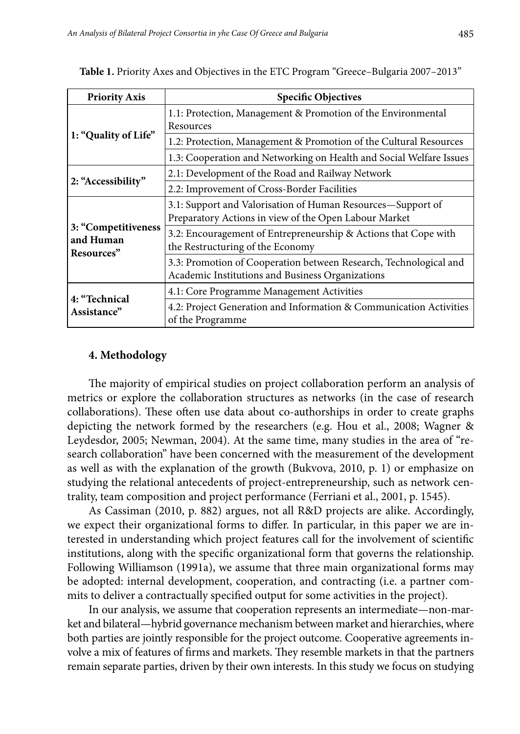**Table 1.** Priority Axes and Objectives in the ETC Program "Greece–Bulgaria 2007–2013"

| Priority Axis | Specific Objectives |
|---|---|
| 1: "Quality of Life" | 1.1: Protection, Management & Promotion of the Environmental Resources |
| | 1.2: Protection, Management & Promotion of the Cultural Resources |
| | 1.3: Cooperation and Networking on Health and Social Welfare Issues |
| 2: "Accessibility" | 2.1: Development of the Road and Railway Network |
| | 2.2: Improvement of Cross-Border Facilities |
| 3: "Competitiveness and Human Resources" | 3.1: Support and Valorisation of Human Resources—Support of Preparatory Actions in view of the Open Labour Market |
| | 3.2: Encouragement of Entrepreneurship & Actions that Cope with the Restructuring of the Economy |
| | 3.3: Promotion of Cooperation between Research, Technological and Academic Institutions and Business Organizations |
| 4: "Technical Assistance" | 4.1: Core Programme Management Activities |
| | 4.2: Project Generation and Information & Communication Activities of the Programme |

## 4. Methodology

The majority of empirical studies on project collaboration perform an analysis of metrics or explore the collaboration structures as networks (in the case of research collaborations). These often use data about co-authorships in order to create graphs depicting the network formed by the researchers (e.g. Hou et al., 2008; Wagner & Leydesdor, 2005; Newman, 2004). At the same time, many studies in the area of "research collaboration" have been concerned with the measurement of the development as well as with the explanation of the growth (Bukvova, 2010, p. 1) or emphasize on studying the relational antecedents of project-entrepreneurship, such as network centrality, team composition and project performance (Ferriani et al., 2001, p. 1545).

As Cassiman (2010, p. 882) argues, not all R&D projects are alike. Accordingly, we expect their organizational forms to differ. In particular, in this paper we are interested in understanding which project features call for the involvement of scientific institutions, along with the specific organizational form that governs the relationship. Following Williamson (1991a), we assume that three main organizational forms may be adopted: internal development, cooperation, and contracting (i.e. a partner commits to deliver a contractually specified output for some activities in the project).

In our analysis, we assume that cooperation represents an intermediate—non-market and bilateral—hybrid governance mechanism between market and hierarchies, where both parties are jointly responsible for the project outcome. Cooperative agreements involve a mix of features of firms and markets. They resemble markets in that the partners remain separate parties, driven by their own interests. In this study we focus on studying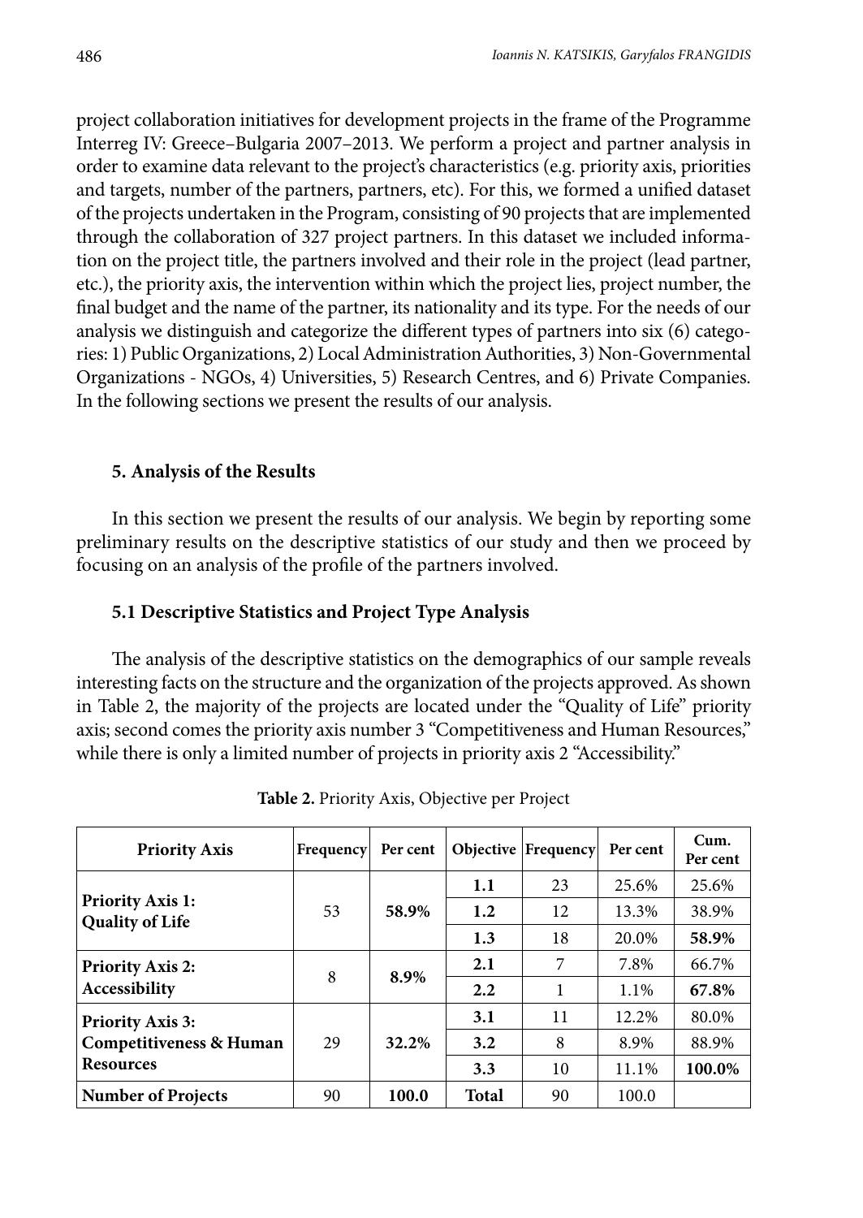project collaboration initiatives for development projects in the frame of the Programme Interreg IV: Greece–Bulgaria 2007–2013. We perform a project and partner analysis in order to examine data relevant to the project's characteristics (e.g. priority axis, priorities and targets, number of the partners, partners, etc). For this, we formed a unified dataset of the projects undertaken in the Program, consisting of 90 projects that are implemented through the collaboration of 327 project partners. In this dataset we included information on the project title, the partners involved and their role in the project (lead partner, etc.), the priority axis, the intervention within which the project lies, project number, the final budget and the name of the partner, its nationality and its type. For the needs of our analysis we distinguish and categorize the different types of partners into six (6) categories: 1) Public Organizations, 2) Local Administration Authorities, 3) Non-Governmental Organizations - NGOs, 4) Universities, 5) Research Centres, and 6) Private Companies. In the following sections we present the results of our analysis.

## 5. Analysis of the Results

In this section we present the results of our analysis. We begin by reporting some preliminary results on the descriptive statistics of our study and then we proceed by focusing on an analysis of the profile of the partners involved.

### 5.1 Descriptive Statistics and Project Type Analysis

The analysis of the descriptive statistics on the demographics of our sample reveals interesting facts on the structure and the organization of the projects approved. As shown in Table 2, the majority of the projects are located under the "Quality of Life" priority axis; second comes the priority axis number 3 "Competitiveness and Human Resources," while there is only a limited number of projects in priority axis 2 "Accessibility."

**Table 2.** Priority Axis, Objective per Project

| Priority Axis | Frequency | Per cent | Objective | Frequency | Per cent | Cum. Per cent |
|---|---|---|---|---|---|---|
| **Priority Axis 1: Quality of Life** | 53 | **58.9%** | **1.1** | 23 | 25.6% | 25.6% |
| | | | **1.2** | 12 | 13.3% | 38.9% |
| | | | **1.3** | 18 | 20.0% | **58.9%** |
| **Priority Axis 2: Accessibility** | 8 | **8.9%** | **2.1** | 7 | 7.8% | 66.7% |
| | | | **2.2** | 1 | 1.1% | **67.8%** |
| **Priority Axis 3: Competitiveness & Human Resources** | 29 | **32.2%** | **3.1** | 11 | 12.2% | 80.0% |
| | | | **3.2** | 8 | 8.9% | 88.9% |
| | | | **3.3** | 10 | 11.1% | **100.0%** |
| **Number of Projects** | 90 | **100.0** | **Total** | 90 | 100.0 | |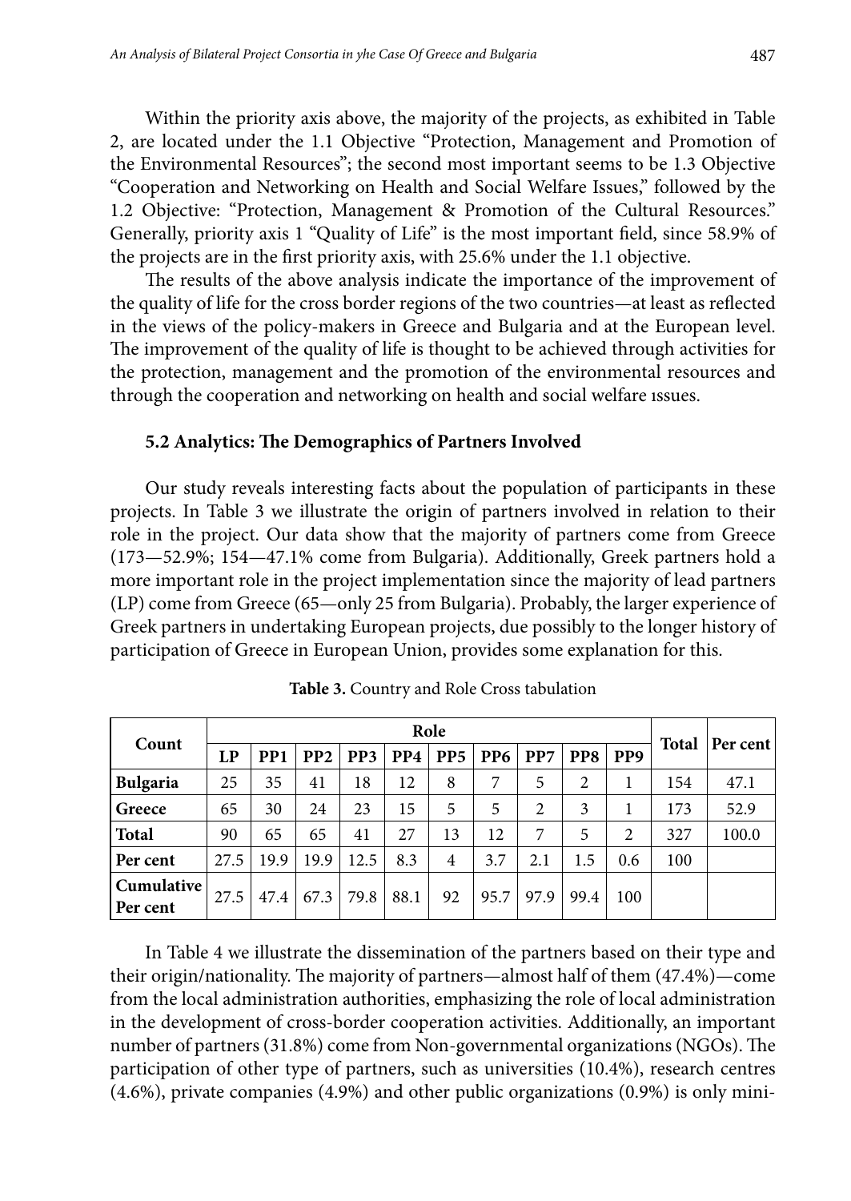Within the priority axis above, the majority of the projects, as exhibited in Table 2, are located under the 1.1 Objective "Protection, Management and Promotion of the Environmental Resources"; the second most important seems to be 1.3 Objective "Cooperation and Networking on Health and Social Welfare Issues," followed by the 1.2 Objective: "Protection, Management & Promotion of the Cultural Resources." Generally, priority axis 1 "Quality of Life" is the most important field, since 58.9% of the projects are in the first priority axis, with 25.6% under the 1.1 objective.

The results of the above analysis indicate the importance of the improvement of the quality of life for the cross border regions of the two countries—at least as reflected in the views of the policy-makers in Greece and Bulgaria and at the European level. The improvement of the quality of life is thought to be achieved through activities for the protection, management and the promotion of the environmental resources and through the cooperation and networking on health and social welfare ıssues.

### 5.2 Analytics: The Demographics of Partners Involved

Our study reveals interesting facts about the population of participants in these projects. In Table 3 we illustrate the origin of partners involved in relation to their role in the project. Our data show that the majority of partners come from Greece (173—52.9%; 154—47.1% come from Bulgaria). Additionally, Greek partners hold a more important role in the project implementation since the majority of lead partners (LP) come from Greece (65—only 25 from Bulgaria). Probably, the larger experience of Greek partners in undertaking European projects, due possibly to the longer history of participation of Greece in European Union, provides some explanation for this.

**Table 3.** Country and Role Cross tabulation

| Count | Role | | | | | | | | | | Total | Per cent |
|---|---|---|---|---|---|---|---|---|---|---|---|---|
| | LP | PP1 | PP2 | PP3 | PP4 | PP5 | PP6 | PP7 | PP8 | PP9 | | |
| **Bulgaria** | 25 | 35 | 41 | 18 | 12 | 8 | 7 | 5 | 2 | 1 | 154 | 47.1 |
| **Greece** | 65 | 30 | 24 | 23 | 15 | 5 | 5 | 2 | 3 | 1 | 173 | 52.9 |
| **Total** | 90 | 65 | 65 | 41 | 27 | 13 | 12 | 7 | 5 | 2 | 327 | 100.0 |
| **Per cent** | 27.5 | 19.9 | 19.9 | 12.5 | 8.3 | 4 | 3.7 | 2.1 | 1.5 | 0.6 | 100 | |
| **Cumulative Per cent** | 27.5 | 47.4 | 67.3 | 79.8 | 88.1 | 92 | 95.7 | 97.9 | 99.4 | 100 | | |

In Table 4 we illustrate the dissemination of the partners based on their type and their origin/nationality. The majority of partners—almost half of them (47.4%)—come from the local administration authorities, emphasizing the role of local administration in the development of cross-border cooperation activities. Additionally, an important number of partners (31.8%) come from Non-governmental organizations (NGOs). The participation of other type of partners, such as universities (10.4%), research centres (4.6%), private companies (4.9%) and other public organizations (0.9%) is only mini-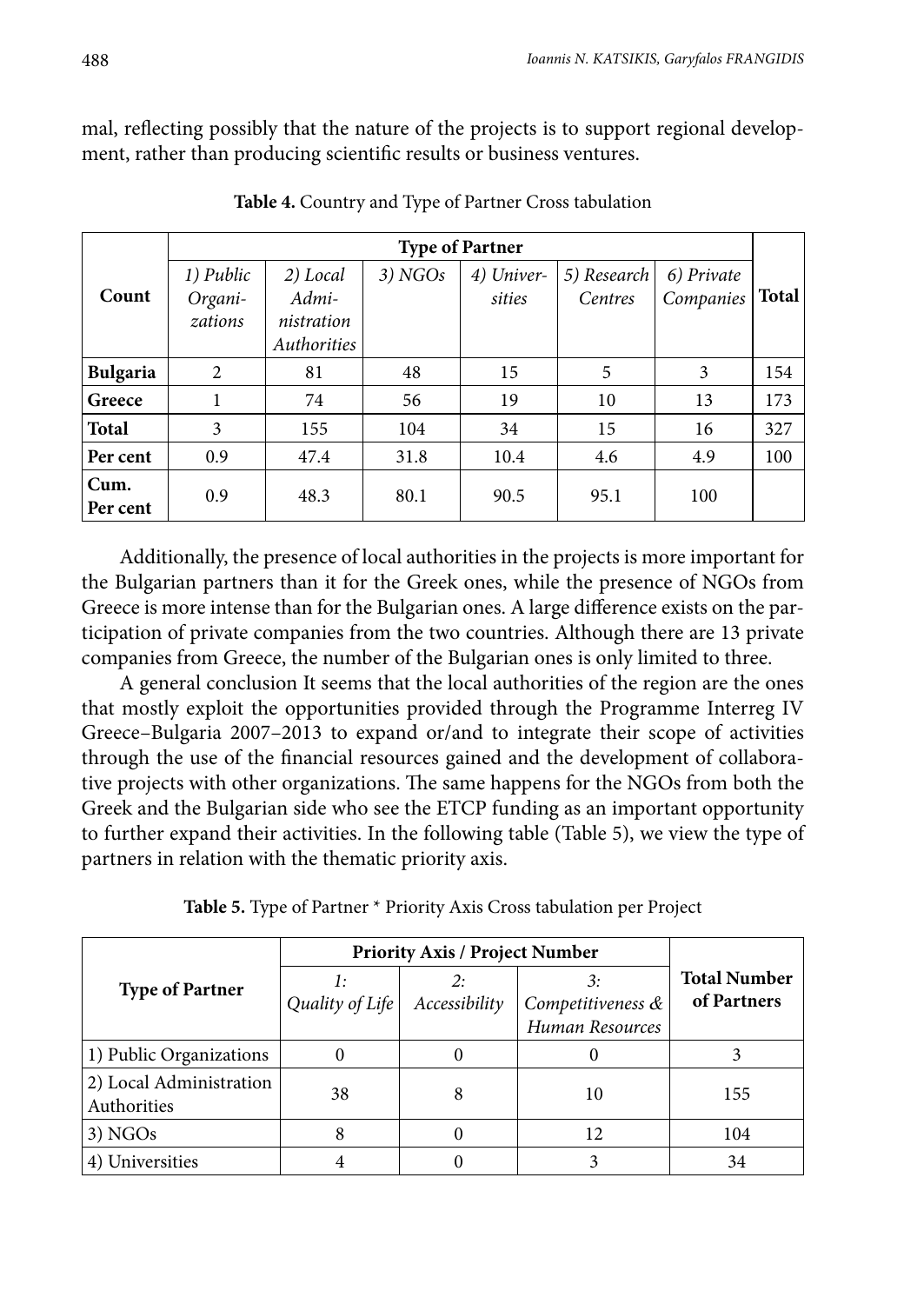mal, reflecting possibly that the nature of the projects is to support regional development, rather than producing scientific results or business ventures.

**Table 4.** Country and Type of Partner Cross tabulation

| Count | Type of Partner | | | | | | Total |
|---|---|---|---|---|---|---|---|
| | *1) Public Organizations* | *2) Local Administration Authorities* | *3) NGOs* | *4) Universities* | *5) Research Centres* | *6) Private Companies* | |
| **Bulgaria** | 2 | 81 | 48 | 15 | 5 | 3 | 154 |
| **Greece** | 1 | 74 | 56 | 19 | 10 | 13 | 173 |
| **Total** | 3 | 155 | 104 | 34 | 15 | 16 | 327 |
| **Per cent** | 0.9 | 47.4 | 31.8 | 10.4 | 4.6 | 4.9 | 100 |
| **Cum. Per cent** | 0.9 | 48.3 | 80.1 | 90.5 | 95.1 | 100 | |

Additionally, the presence of local authorities in the projects is more important for the Bulgarian partners than it for the Greek ones, while the presence of NGOs from Greece is more intense than for the Bulgarian ones. A large difference exists on the participation of private companies from the two countries. Although there are 13 private companies from Greece, the number of the Bulgarian ones is only limited to three.

A general conclusion It seems that the local authorities of the region are the ones that mostly exploit the opportunities provided through the Programme Interreg IV Greece–Bulgaria 2007–2013 to expand or/and to integrate their scope of activities through the use of the financial resources gained and the development of collaborative projects with other organizations. The same happens for the NGOs from both the Greek and the Bulgarian side who see the ETCP funding as an important opportunity to further expand their activities. In the following table (Table 5), we view the type of partners in relation with the thematic priority axis.

**Table 5.** Type of Partner * Priority Axis Cross tabulation per Project

| Type of Partner | Priority Axis / Project Number | | | Total Number of Partners |
|---|---|---|---|---|
| | *1: Quality of Life* | *2: Accessibility* | *3: Competitiveness & Human Resources* | |
| 1) Public Organizations | 0 | 0 | 0 | 3 |
| 2) Local Administration Authorities | 38 | 8 | 10 | 155 |
| 3) NGOs | 8 | 0 | 12 | 104 |
| 4) Universities | 4 | 0 | 3 | 34 |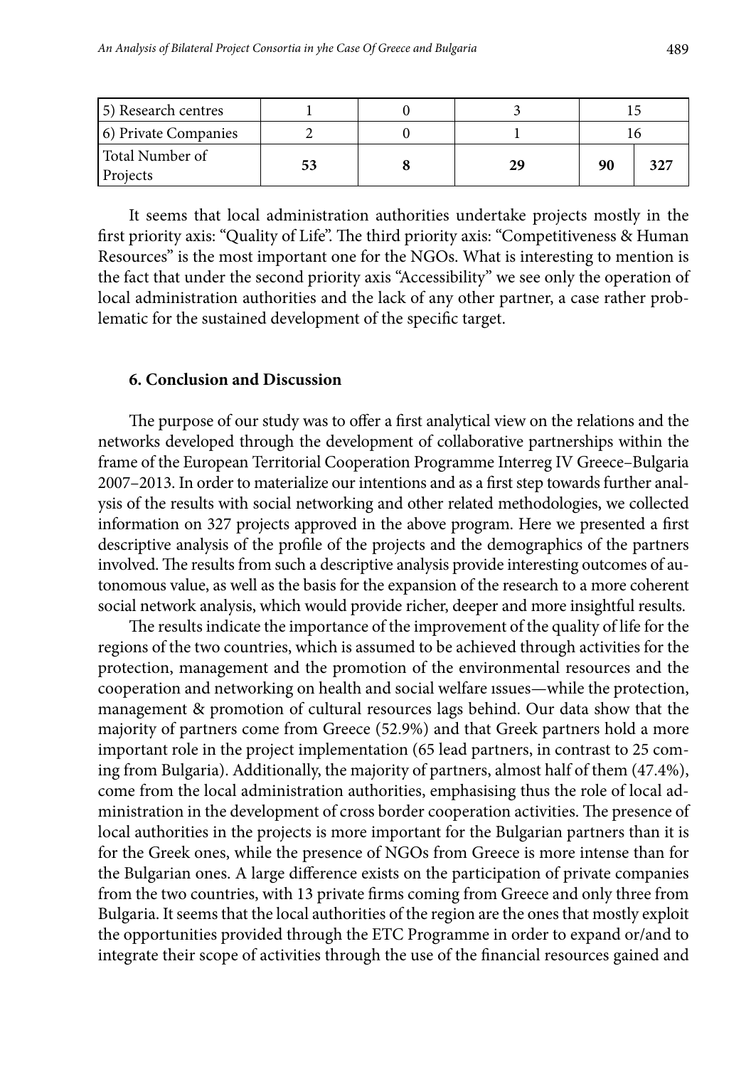| 5) Research centres | 1 | 0 | 3 | 15 | |
|---|---|---|---|---|---|
| 6) Private Companies | 2 | 0 | 1 | 16 | |
| Total Number of Projects | **53** | **8** | **29** | **90** | **327** |

It seems that local administration authorities undertake projects mostly in the first priority axis: "Quality of Life". The third priority axis: "Competitiveness & Human Resources" is the most important one for the NGOs. What is interesting to mention is the fact that under the second priority axis "Accessibility" we see only the operation of local administration authorities and the lack of any other partner, a case rather problematic for the sustained development of the specific target.

### 6. Conclusion and Discussion

The purpose of our study was to offer a first analytical view on the relations and the networks developed through the development of collaborative partnerships within the frame of the European Territorial Cooperation Programme Interreg IV Greece–Bulgaria 2007–2013. In order to materialize our intentions and as a first step towards further analysis of the results with social networking and other related methodologies, we collected information on 327 projects approved in the above program. Here we presented a first descriptive analysis of the profile of the projects and the demographics of the partners involved. The results from such a descriptive analysis provide interesting outcomes of autonomous value, as well as the basis for the expansion of the research to a more coherent social network analysis, which would provide richer, deeper and more insightful results.

The results indicate the importance of the improvement of the quality of life for the regions of the two countries, which is assumed to be achieved through activities for the protection, management and the promotion of the environmental resources and the cooperation and networking on health and social welfare ıssues—while the protection, management & promotion of cultural resources lags behind. Our data show that the majority of partners come from Greece (52.9%) and that Greek partners hold a more important role in the project implementation (65 lead partners, in contrast to 25 coming from Bulgaria). Additionally, the majority of partners, almost half of them (47.4%), come from the local administration authorities, emphasising thus the role of local administration in the development of cross border cooperation activities. The presence of local authorities in the projects is more important for the Bulgarian partners than it is for the Greek ones, while the presence of NGOs from Greece is more intense than for the Bulgarian ones. A large difference exists on the participation of private companies from the two countries, with 13 private firms coming from Greece and only three from Bulgaria. It seems that the local authorities of the region are the ones that mostly exploit the opportunities provided through the ETC Programme in order to expand or/and to integrate their scope of activities through the use of the financial resources gained and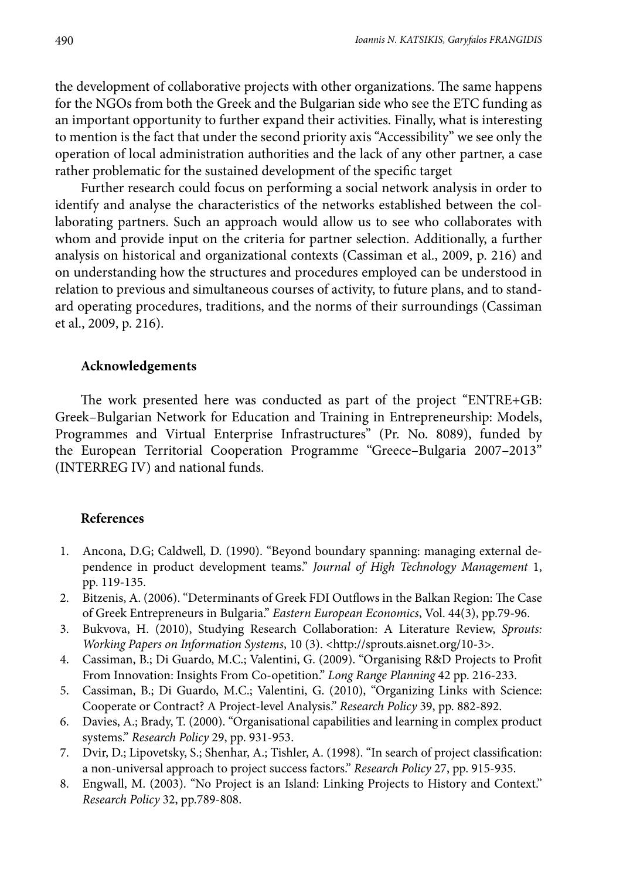the development of collaborative projects with other organizations. The same happens for the NGOs from both the Greek and the Bulgarian side who see the ETC funding as an important opportunity to further expand their activities. Finally, what is interesting to mention is the fact that under the second priority axis "Accessibility" we see only the operation of local administration authorities and the lack of any other partner, a case rather problematic for the sustained development of the specific target

Further research could focus on performing a social network analysis in order to identify and analyse the characteristics of the networks established between the collaborating partners. Such an approach would allow us to see who collaborates with whom and provide input on the criteria for partner selection. Additionally, a further analysis on historical and organizational contexts (Cassiman et al., 2009, p. 216) and on understanding how the structures and procedures employed can be understood in relation to previous and simultaneous courses of activity, to future plans, and to standard operating procedures, traditions, and the norms of their surroundings (Cassiman et al., 2009, p. 216).

## Acknowledgements

The work presented here was conducted as part of the project "ENTRE+GB: Greek–Bulgarian Network for Education and Training in Entrepreneurship: Models, Programmes and Virtual Enterprise Infrastructures" (Pr. No. 8089), funded by the European Territorial Cooperation Programme "Greece–Bulgaria 2007–2013" (INTERREG IV) and national funds.

## References

1. Ancona, D.G; Caldwell, D. (1990). "Beyond boundary spanning: managing external dependence in product development teams." *Journal of High Technology Management* 1, pp. 119-135.
2. Bitzenis, A. (2006). "Determinants of Greek FDI Outflows in the Balkan Region: The Case of Greek Entrepreneurs in Bulgaria." *Eastern European Economics*, Vol. 44(3), pp.79-96.
3. Bukvova, H. (2010), Studying Research Collaboration: A Literature Review, *Sprouts: Working Papers on Information Systems*, 10 (3). <http://sprouts.aisnet.org/10-3>.
4. Cassiman, B.; Di Guardo, M.C.; Valentini, G. (2009). "Organising R&D Projects to Profit From Innovation: Insights From Co-opetition." *Long Range Planning* 42 pp. 216-233.
5. Cassiman, B.; Di Guardo, M.C.; Valentini, G. (2010), "Organizing Links with Science: Cooperate or Contract? A Project-level Analysis." *Research Policy* 39, pp. 882-892.
6. Davies, A.; Brady, T. (2000). "Organisational capabilities and learning in complex product systems." *Research Policy* 29, pp. 931-953.
7. Dvir, D.; Lipovetsky, S.; Shenhar, A.; Tishler, A. (1998). "In search of project classification: a non-universal approach to project success factors." *Research Policy* 27, pp. 915-935.
8. Engwall, M. (2003). "No Project is an Island: Linking Projects to History and Context." *Research Policy* 32, pp.789-808.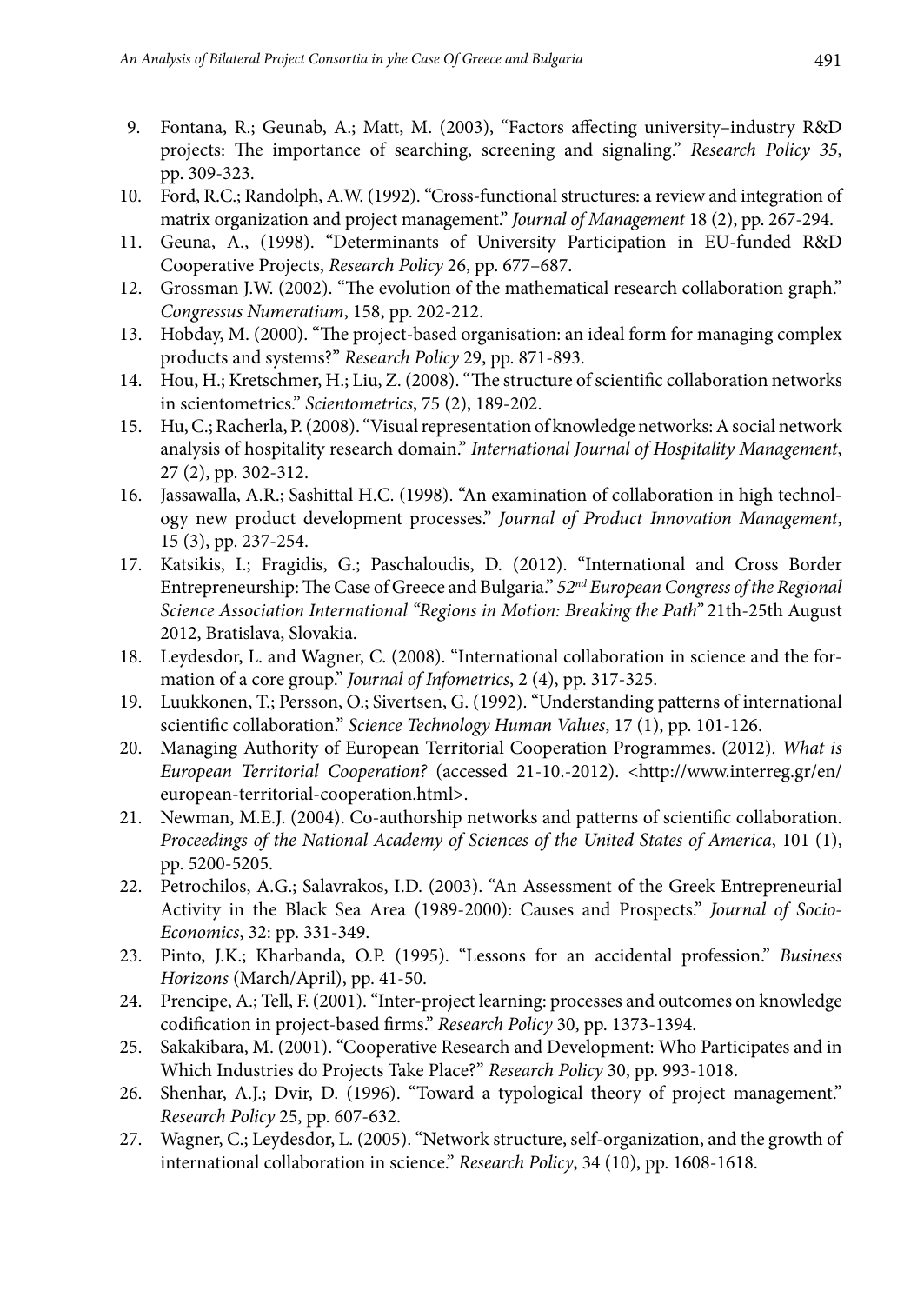9. Fontana, R.; Geunab, A.; Matt, M. (2003), "Factors affecting university–industry R&D projects: The importance of searching, screening and signaling." *Research Policy 35*, pp. 309-323.
10. Ford, R.C.; Randolph, A.W. (1992). "Cross-functional structures: a review and integration of matrix organization and project management." *Journal of Management* 18 (2), pp. 267-294.
11. Geuna, A., (1998). "Determinants of University Participation in EU-funded R&D Cooperative Projects, *Research Policy* 26, pp. 677–687.
12. Grossman J.W. (2002). "The evolution of the mathematical research collaboration graph." *Congressus Numeratium*, 158, pp. 202-212.
13. Hobday, M. (2000). "The project-based organisation: an ideal form for managing complex products and systems?" *Research Policy* 29, pp. 871-893.
14. Hou, H.; Kretschmer, H.; Liu, Z. (2008). "The structure of scientific collaboration networks in scientometrics." *Scientometrics*, 75 (2), 189-202.
15. Hu, C.; Racherla, P. (2008). "Visual representation of knowledge networks: A social network analysis of hospitality research domain." *International Journal of Hospitality Management*, 27 (2), pp. 302-312.
16. Jassawalla, A.R.; Sashittal H.C. (1998). "An examination of collaboration in high technology new product development processes." *Journal of Product Innovation Management*, 15 (3), pp. 237-254.
17. Katsikis, I.; Fragidis, G.; Paschaloudis, D. (2012). "International and Cross Border Entrepreneurship: The Case of Greece and Bulgaria." *52nd European Congress of the Regional Science Association International "Regions in Motion: Breaking the Path"* 21th-25th August 2012, Bratislava, Slovakia.
18. Leydesdor, L. and Wagner, C. (2008). "International collaboration in science and the formation of a core group." *Journal of Infometrics*, 2 (4), pp. 317-325.
19. Luukkonen, T.; Persson, O.; Sivertsen, G. (1992). "Understanding patterns of international scientific collaboration." *Science Technology Human Values*, 17 (1), pp. 101-126.
20. Managing Authority of European Territorial Cooperation Programmes. (2012). *What is European Territorial Cooperation?* (accessed 21-10.-2012). <http://www.interreg.gr/en/european-territorial-cooperation.html>.
21. Newman, M.E.J. (2004). Co-authorship networks and patterns of scientific collaboration. *Proceedings of the National Academy of Sciences of the United States of America*, 101 (1), pp. 5200-5205.
22. Petrochilos, A.G.; Salavrakos, I.D. (2003). "An Assessment of the Greek Entrepreneurial Activity in the Black Sea Area (1989-2000): Causes and Prospects." *Journal of Socio-Economics*, 32: pp. 331-349.
23. Pinto, J.K.; Kharbanda, O.P. (1995). "Lessons for an accidental profession." *Business Horizons* (March/April), pp. 41-50.
24. Prencipe, A.; Tell, F. (2001). "Inter-project learning: processes and outcomes on knowledge codification in project-based firms." *Research Policy* 30, pp. 1373-1394.
25. Sakakibara, M. (2001). "Cooperative Research and Development: Who Participates and in Which Industries do Projects Take Place?" *Research Policy* 30, pp. 993-1018.
26. Shenhar, A.J.; Dvir, D. (1996). "Toward a typological theory of project management." *Research Policy* 25, pp. 607-632.
27. Wagner, C.; Leydesdor, L. (2005). "Network structure, self-organization, and the growth of international collaboration in science." *Research Policy*, 34 (10), pp. 1608-1618.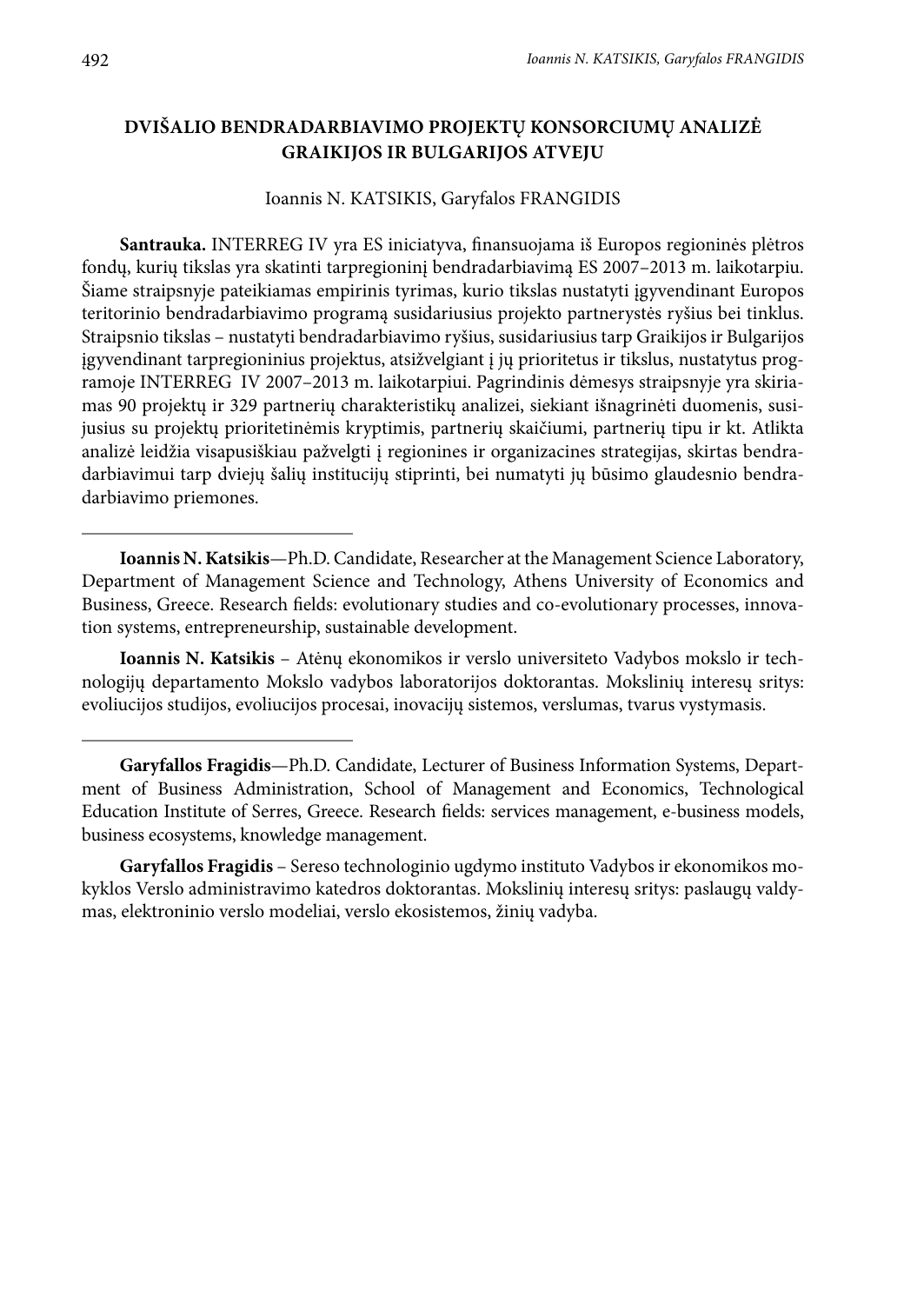# DVIŠALIO BENDRADARBIAVIMO PROJEKTŲ KONSORCIUMŲ ANALIZĖ GRAIKIJOS IR BULGARIJOS ATVEJU

Ioannis N. KATSIKIS, Garyfalos FRANGIDIS

**Santrauka.** INTERREG IV yra ES iniciatyva, finansuojama iš Europos regioninės plėtros fondų, kurių tikslas yra skatinti tarpregioninį bendradarbiavimą ES 2007–2013 m. laikotarpiu. Šiame straipsnyje pateikiamas empirinis tyrimas, kurio tikslas nustatyti įgyvendinant Europos teritorinio bendradarbiavimo programą susidariusius projekto partnerystės ryšius bei tinklus. Straipsnio tikslas – nustatyti bendradarbiavimo ryšius, susidariusius tarp Graikijos ir Bulgarijos įgyvendinant tarpregioninius projektus, atsižvelgiant į jų prioritetus ir tikslus, nustatytus programoje INTERREG IV 2007–2013 m. laikotarpiui. Pagrindinis dėmesys straipsnyje yra skiriamas 90 projektų ir 329 partnerių charakteristikų analizei, siekiant išnagrinėti duomenis, susijusius su projektų prioritetinėmis kryptimis, partnerių skaičiumi, partnerių tipu ir kt. Atlikta analizė leidžia visapusiškiau pažvelgti į regionines ir organizacines strategijas, skirtas bendradarbiavimui tarp dviejų šalių institucijų stiprinti, bei numatyti jų būsimo glaudesnio bendradarbiavimo priemones.

---

**Ioannis N. Katsikis**—Ph.D. Candidate, Researcher at the Management Science Laboratory, Department of Management Science and Technology, Athens University of Economics and Business, Greece. Research fields: evolutionary studies and co-evolutionary processes, innovation systems, entrepreneurship, sustainable development.

**Ioannis N. Katsikis** – Atėnų ekonomikos ir verslo universiteto Vadybos mokslo ir technologijų departamento Mokslo vadybos laboratorijos doktorantas. Mokslinių interesų sritys: evoliucijos studijos, evoliucijos procesai, inovacijų sistemos, verslumas, tvarus vystymasis.

---

**Garyfallos Fragidis**—Ph.D. Candidate, Lecturer of Business Information Systems, Department of Business Administration, School of Management and Economics, Technological Education Institute of Serres, Greece. Research fields: services management, e-business models, business ecosystems, knowledge management.

**Garyfallos Fragidis** – Sereso technologinio ugdymo instituto Vadybos ir ekonomikos mokyklos Verslo administravimo katedros doktorantas. Mokslinių interesų sritys: paslaugų valdymas, elektroninio verslo modeliai, verslo ekosistemos, žinių vadyba.